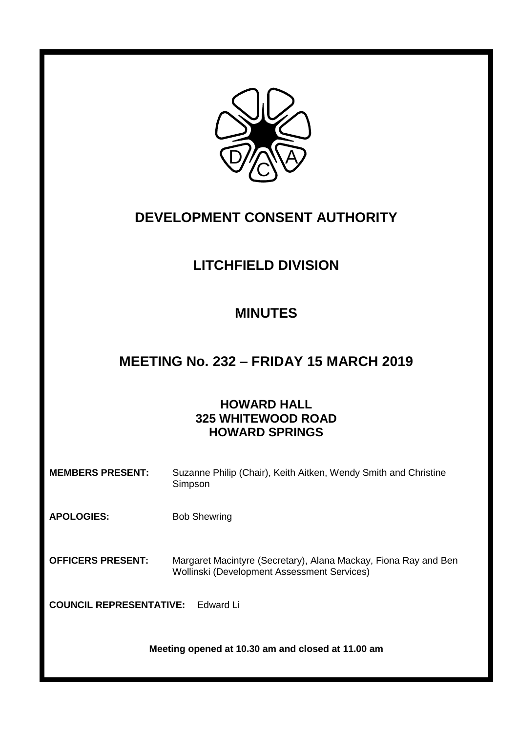# DEVELOPMENT CONSENT AUTHORITY

## LITCHFIELD DIVISION

## MINUTES

## MEETING No. 232 – FRIDAY 15 MARCH 2019

**HOWARD HALL**
**325 WHITEWOOD ROAD**
**HOWARD SPRINGS**

**MEMBERS PRESENT:** Suzanne Philip (Chair), Keith Aitken, Wendy Smith and Christine Simpson

**APOLOGIES:** Bob Shewring

**OFFICERS PRESENT:** Margaret Macintyre (Secretary), Alana Mackay, Fiona Ray and Ben Wollinski (Development Assessment Services)

**COUNCIL REPRESENTATIVE:** Edward Li

**Meeting opened at 10.30 am and closed at 11.00 am**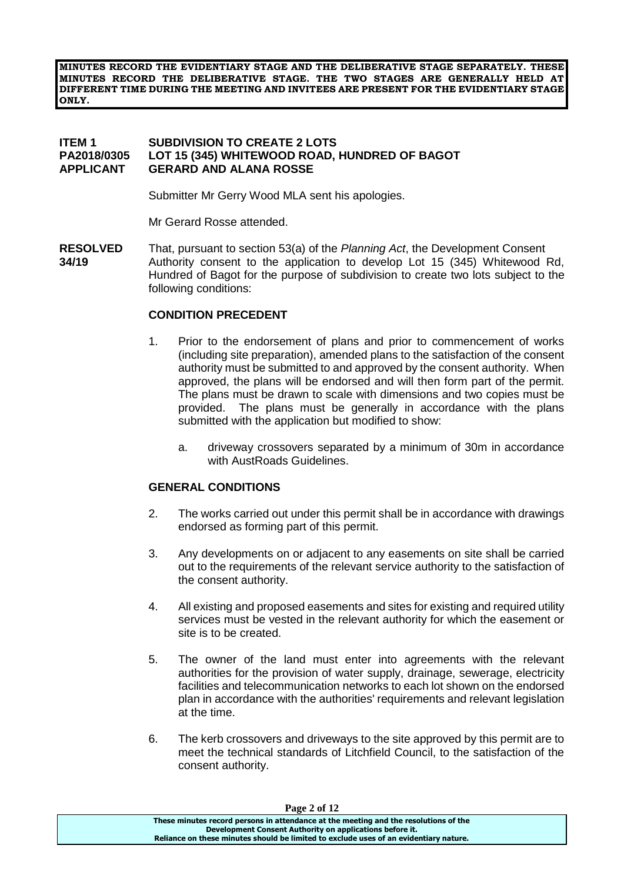**MINUTES RECORD THE EVIDENTIARY STAGE AND THE DELIBERATIVE STAGE SEPARATELY. THESE MINUTES RECORD THE DELIBERATIVE STAGE. THE TWO STAGES ARE GENERALLY HELD AT DIFFERENT TIME DURING THE MEETING AND INVITEES ARE PRESENT FOR THE EVIDENTIARY STAGE ONLY.**

**ITEM 1 SUBDIVISION TO CREATE 2 LOTS**
**PA2018/0305 LOT 15 (345) WHITEWOOD ROAD, HUNDRED OF BAGOT**
**APPLICANT GERARD AND ALANA ROSSE**

Submitter Mr Gerry Wood MLA sent his apologies.

Mr Gerard Rosse attended.

**RESOLVED 34/19** That, pursuant to section 53(a) of the *Planning Act*, the Development Consent Authority consent to the application to develop Lot 15 (345) Whitewood Rd, Hundred of Bagot for the purpose of subdivision to create two lots subject to the following conditions:

**CONDITION PRECEDENT**

1. Prior to the endorsement of plans and prior to commencement of works (including site preparation), amended plans to the satisfaction of the consent authority must be submitted to and approved by the consent authority. When approved, the plans will be endorsed and will then form part of the permit. The plans must be drawn to scale with dimensions and two copies must be provided. The plans must be generally in accordance with the plans submitted with the application but modified to show:

   a. driveway crossovers separated by a minimum of 30m in accordance with AustRoads Guidelines.

**GENERAL CONDITIONS**

2. The works carried out under this permit shall be in accordance with drawings endorsed as forming part of this permit.

3. Any developments on or adjacent to any easements on site shall be carried out to the requirements of the relevant service authority to the satisfaction of the consent authority.

4. All existing and proposed easements and sites for existing and required utility services must be vested in the relevant authority for which the easement or site is to be created.

5. The owner of the land must enter into agreements with the relevant authorities for the provision of water supply, drainage, sewerage, electricity facilities and telecommunication networks to each lot shown on the endorsed plan in accordance with the authorities' requirements and relevant legislation at the time.

6. The kerb crossovers and driveways to the site approved by this permit are to meet the technical standards of Litchfield Council, to the satisfaction of the consent authority.

These minutes record persons in attendance at the meeting and the resolutions of the Development Consent Authority on applications before it.
Reliance on these minutes should be limited to exclude uses of an evidentiary nature.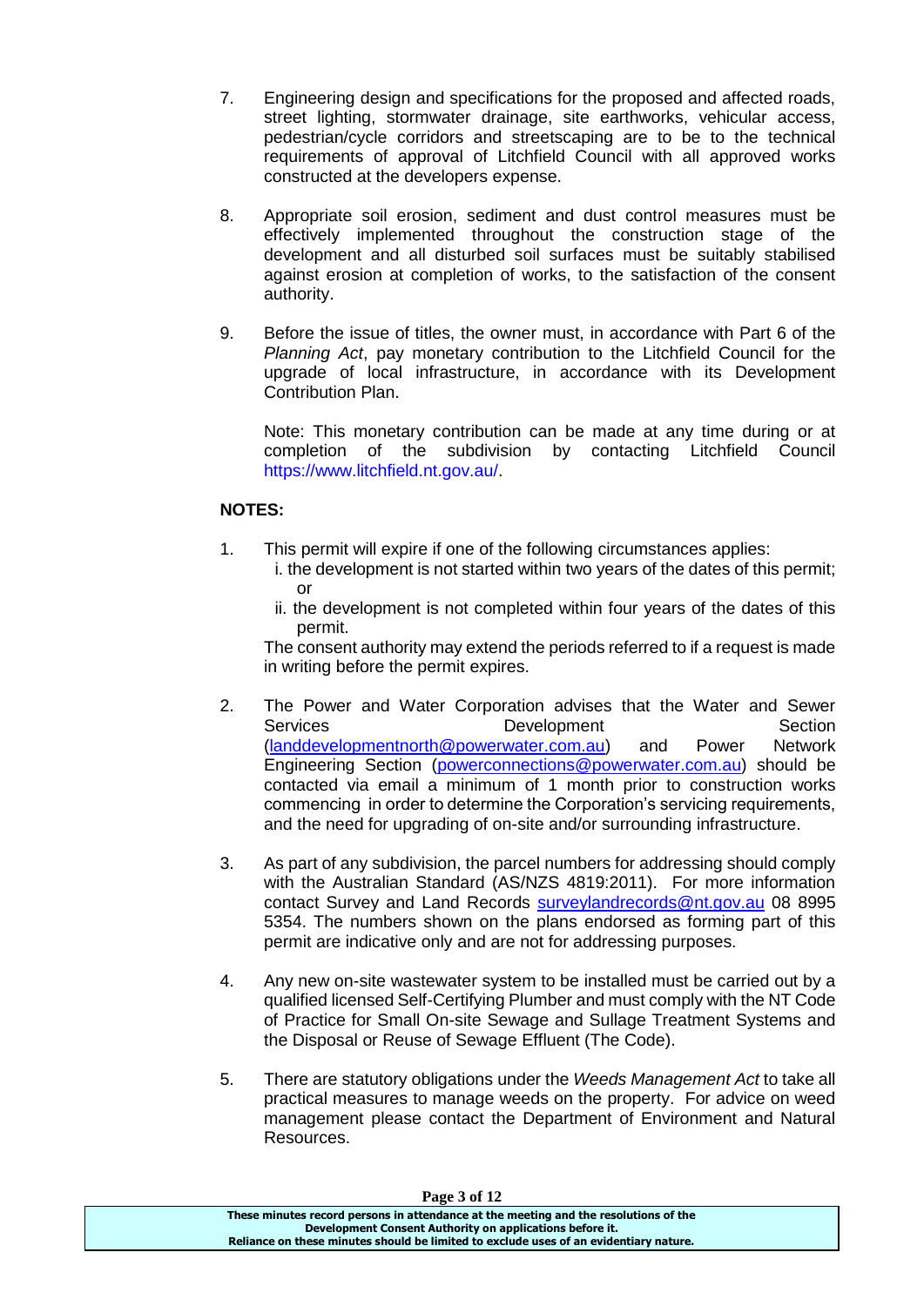7. Engineering design and specifications for the proposed and affected roads, street lighting, stormwater drainage, site earthworks, vehicular access, pedestrian/cycle corridors and streetscaping are to be to the technical requirements of approval of Litchfield Council with all approved works constructed at the developers expense.

8. Appropriate soil erosion, sediment and dust control measures must be effectively implemented throughout the construction stage of the development and all disturbed soil surfaces must be suitably stabilised against erosion at completion of works, to the satisfaction of the consent authority.

9. Before the issue of titles, the owner must, in accordance with Part 6 of the *Planning Act*, pay monetary contribution to the Litchfield Council for the upgrade of local infrastructure, in accordance with its Development Contribution Plan.

   Note: This monetary contribution can be made at any time during or at completion of the subdivision by contacting Litchfield Council https://www.litchfield.nt.gov.au/.

**NOTES:**

1. This permit will expire if one of the following circumstances applies:
   i. the development is not started within two years of the dates of this permit; or
   ii. the development is not completed within four years of the dates of this permit.

   The consent authority may extend the periods referred to if a request is made in writing before the permit expires.

2. The Power and Water Corporation advises that the Water and Sewer Services Development Section (landdevelopmentnorth@powerwater.com.au) and Power Network Engineering Section (powerconnections@powerwater.com.au) should be contacted via email a minimum of 1 month prior to construction works commencing in order to determine the Corporation's servicing requirements, and the need for upgrading of on-site and/or surrounding infrastructure.

3. As part of any subdivision, the parcel numbers for addressing should comply with the Australian Standard (AS/NZS 4819:2011). For more information contact Survey and Land Records surveylandrecords@nt.gov.au 08 8995 5354. The numbers shown on the plans endorsed as forming part of this permit are indicative only and are not for addressing purposes.

4. Any new on-site wastewater system to be installed must be carried out by a qualified licensed Self-Certifying Plumber and must comply with the NT Code of Practice for Small On-site Sewage and Sullage Treatment Systems and the Disposal or Reuse of Sewage Effluent (The Code).

5. There are statutory obligations under the *Weeds Management Act* to take all practical measures to manage weeds on the property. For advice on weed management please contact the Department of Environment and Natural Resources.

**These minutes record persons in attendance at the meeting and the resolutions of the Development Consent Authority on applications before it. Reliance on these minutes should be limited to exclude uses of an evidentiary nature.**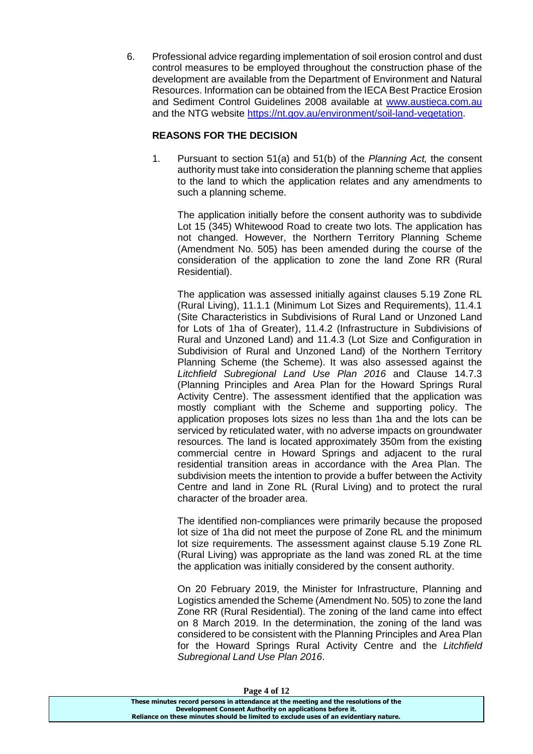6. Professional advice regarding implementation of soil erosion control and dust control measures to be employed throughout the construction phase of the development are available from the Department of Environment and Natural Resources. Information can be obtained from the IECA Best Practice Erosion and Sediment Control Guidelines 2008 available at [www.austieca.com.au](www.austieca.com.au) and the NTG website [https://nt.gov.au/environment/soil-land-vegetation](https://nt.gov.au/environment/soil-land-vegetation).

**REASONS FOR THE DECISION**

1. Pursuant to section 51(a) and 51(b) of the *Planning Act,* the consent authority must take into consideration the planning scheme that applies to the land to which the application relates and any amendments to such a planning scheme.

   The application initially before the consent authority was to subdivide Lot 15 (345) Whitewood Road to create two lots. The application has not changed. However, the Northern Territory Planning Scheme (Amendment No. 505) has been amended during the course of the consideration of the application to zone the land Zone RR (Rural Residential).

   The application was assessed initially against clauses 5.19 Zone RL (Rural Living), 11.1.1 (Minimum Lot Sizes and Requirements), 11.4.1 (Site Characteristics in Subdivisions of Rural Land or Unzoned Land for Lots of 1ha of Greater), 11.4.2 (Infrastructure in Subdivisions of Rural and Unzoned Land) and 11.4.3 (Lot Size and Configuration in Subdivision of Rural and Unzoned Land) of the Northern Territory Planning Scheme (the Scheme). It was also assessed against the *Litchfield Subregional Land Use Plan 2016* and Clause 14.7.3 (Planning Principles and Area Plan for the Howard Springs Rural Activity Centre). The assessment identified that the application was mostly compliant with the Scheme and supporting policy. The application proposes lots sizes no less than 1ha and the lots can be serviced by reticulated water, with no adverse impacts on groundwater resources. The land is located approximately 350m from the existing commercial centre in Howard Springs and adjacent to the rural residential transition areas in accordance with the Area Plan. The subdivision meets the intention to provide a buffer between the Activity Centre and land in Zone RL (Rural Living) and to protect the rural character of the broader area.

   The identified non-compliances were primarily because the proposed lot size of 1ha did not meet the purpose of Zone RL and the minimum lot size requirements. The assessment against clause 5.19 Zone RL (Rural Living) was appropriate as the land was zoned RL at the time the application was initially considered by the consent authority.

   On 20 February 2019, the Minister for Infrastructure, Planning and Logistics amended the Scheme (Amendment No. 505) to zone the land Zone RR (Rural Residential). The zoning of the land came into effect on 8 March 2019. In the determination, the zoning of the land was considered to be consistent with the Planning Principles and Area Plan for the Howard Springs Rural Activity Centre and the *Litchfield Subregional Land Use Plan 2016*.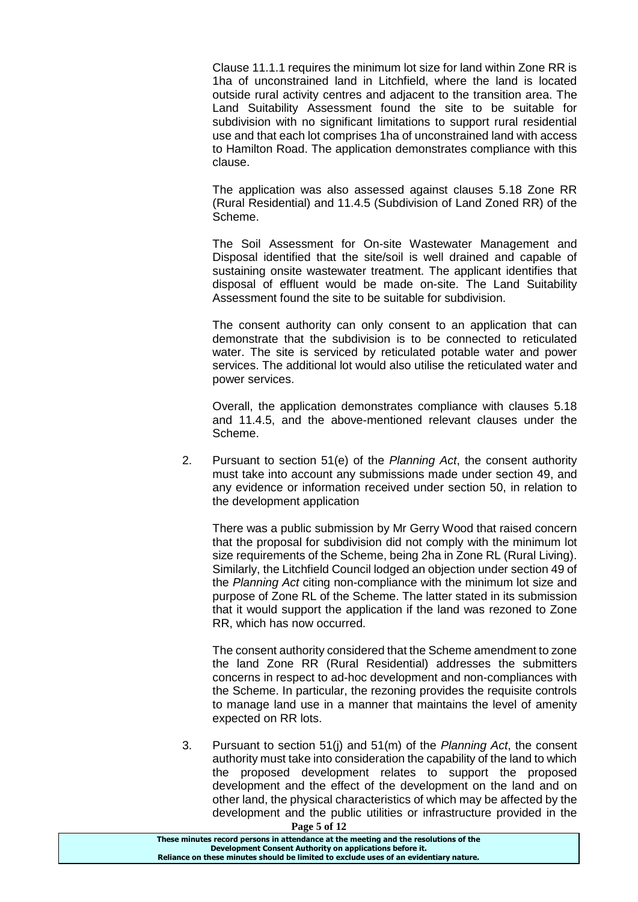Clause 11.1.1 requires the minimum lot size for land within Zone RR is 1ha of unconstrained land in Litchfield, where the land is located outside rural activity centres and adjacent to the transition area. The Land Suitability Assessment found the site to be suitable for subdivision with no significant limitations to support rural residential use and that each lot comprises 1ha of unconstrained land with access to Hamilton Road. The application demonstrates compliance with this clause.

The application was also assessed against clauses 5.18 Zone RR (Rural Residential) and 11.4.5 (Subdivision of Land Zoned RR) of the Scheme.

The Soil Assessment for On-site Wastewater Management and Disposal identified that the site/soil is well drained and capable of sustaining onsite wastewater treatment. The applicant identifies that disposal of effluent would be made on-site. The Land Suitability Assessment found the site to be suitable for subdivision.

The consent authority can only consent to an application that can demonstrate that the subdivision is to be connected to reticulated water. The site is serviced by reticulated potable water and power services. The additional lot would also utilise the reticulated water and power services.

Overall, the application demonstrates compliance with clauses 5.18 and 11.4.5, and the above-mentioned relevant clauses under the Scheme.

2. Pursuant to section 51(e) of the *Planning Act*, the consent authority must take into account any submissions made under section 49, and any evidence or information received under section 50, in relation to the development application

   There was a public submission by Mr Gerry Wood that raised concern that the proposal for subdivision did not comply with the minimum lot size requirements of the Scheme, being 2ha in Zone RL (Rural Living). Similarly, the Litchfield Council lodged an objection under section 49 of the *Planning Act* citing non-compliance with the minimum lot size and purpose of Zone RL of the Scheme. The latter stated in its submission that it would support the application if the land was rezoned to Zone RR, which has now occurred.

   The consent authority considered that the Scheme amendment to zone the land Zone RR (Rural Residential) addresses the submitters concerns in respect to ad-hoc development and non-compliances with the Scheme. In particular, the rezoning provides the requisite controls to manage land use in a manner that maintains the level of amenity expected on RR lots.

3. Pursuant to section 51(j) and 51(m) of the *Planning Act*, the consent authority must take into consideration the capability of the land to which the proposed development relates to support the proposed development and the effect of the development on the land and on other land, the physical characteristics of which may be affected by the development and the public utilities or infrastructure provided in the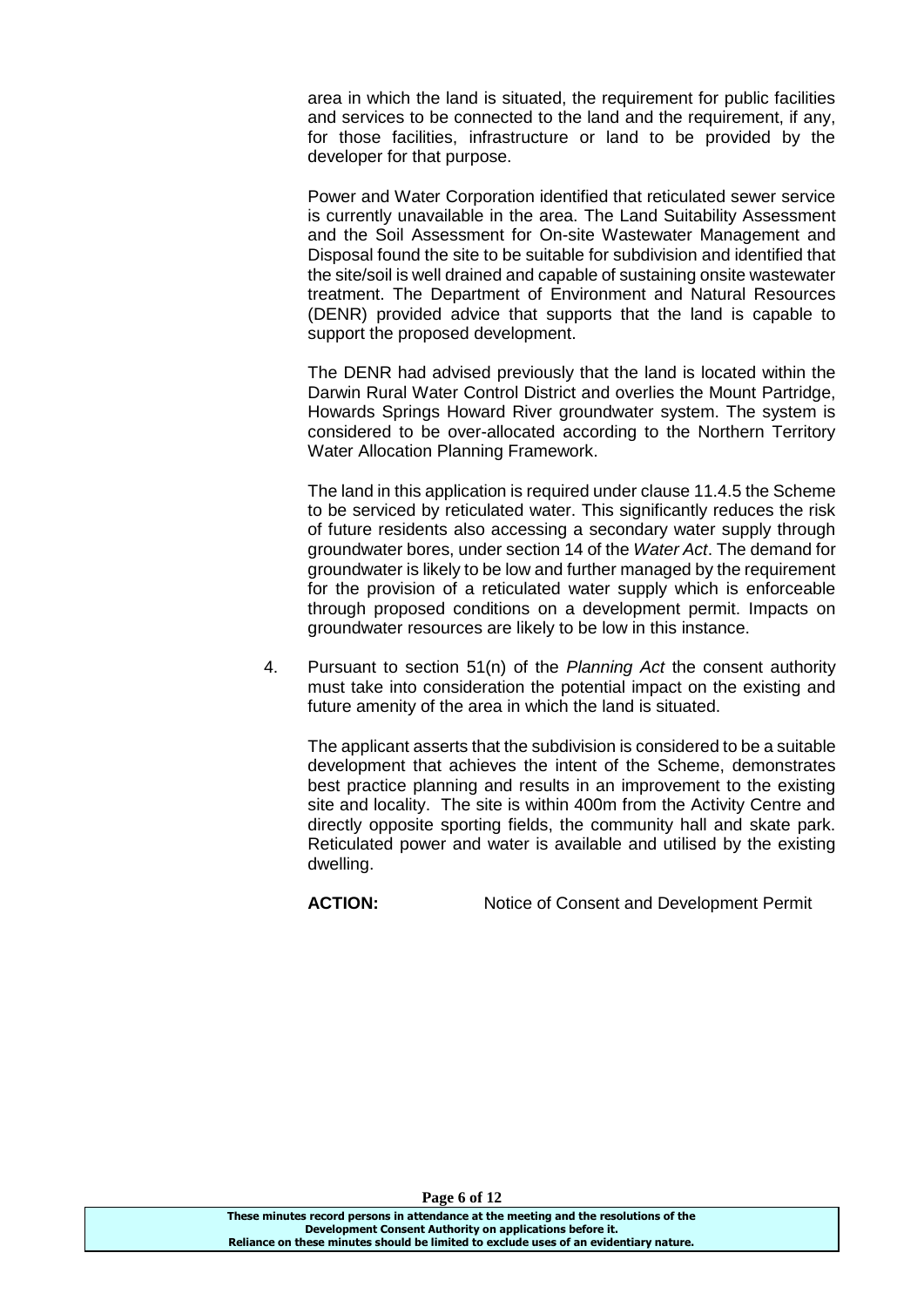area in which the land is situated, the requirement for public facilities and services to be connected to the land and the requirement, if any, for those facilities, infrastructure or land to be provided by the developer for that purpose.

Power and Water Corporation identified that reticulated sewer service is currently unavailable in the area. The Land Suitability Assessment and the Soil Assessment for On-site Wastewater Management and Disposal found the site to be suitable for subdivision and identified that the site/soil is well drained and capable of sustaining onsite wastewater treatment. The Department of Environment and Natural Resources (DENR) provided advice that supports that the land is capable to support the proposed development.

The DENR had advised previously that the land is located within the Darwin Rural Water Control District and overlies the Mount Partridge, Howards Springs Howard River groundwater system. The system is considered to be over-allocated according to the Northern Territory Water Allocation Planning Framework.

The land in this application is required under clause 11.4.5 the Scheme to be serviced by reticulated water. This significantly reduces the risk of future residents also accessing a secondary water supply through groundwater bores, under section 14 of the *Water Act*. The demand for groundwater is likely to be low and further managed by the requirement for the provision of a reticulated water supply which is enforceable through proposed conditions on a development permit. Impacts on groundwater resources are likely to be low in this instance.

4. Pursuant to section 51(n) of the *Planning Act* the consent authority must take into consideration the potential impact on the existing and future amenity of the area in which the land is situated.

   The applicant asserts that the subdivision is considered to be a suitable development that achieves the intent of the Scheme, demonstrates best practice planning and results in an improvement to the existing site and locality. The site is within 400m from the Activity Centre and directly opposite sporting fields, the community hall and skate park. Reticulated power and water is available and utilised by the existing dwelling.

   **ACTION:** Notice of Consent and Development Permit

**These minutes record persons in attendance at the meeting and the resolutions of the Development Consent Authority on applications before it. Reliance on these minutes should be limited to exclude uses of an evidentiary nature.**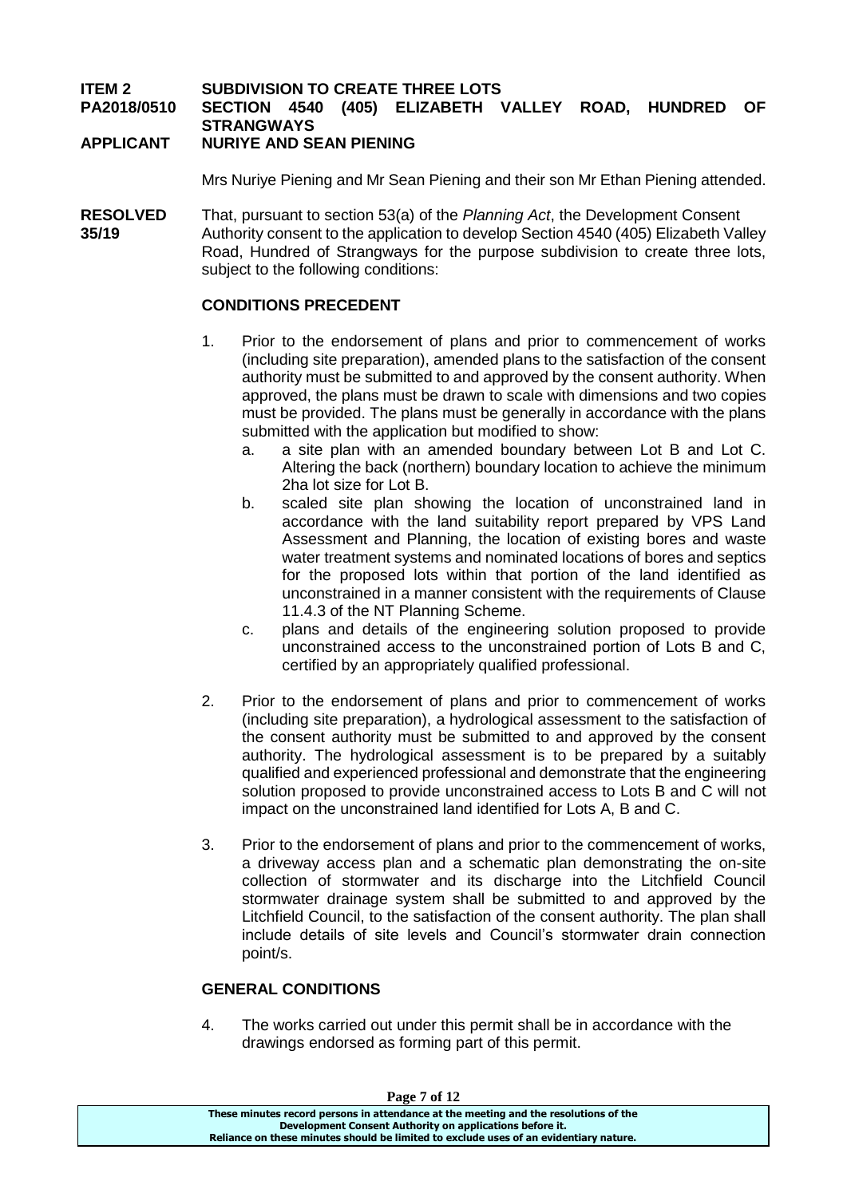**ITEM 2** **SUBDIVISION TO CREATE THREE LOTS**
**PA2018/0510** **SECTION 4540 (405) ELIZABETH VALLEY ROAD, HUNDRED OF STRANGWAYS**
**APPLICANT** **NURIYE AND SEAN PIENING**

Mrs Nuriye Piening and Mr Sean Piening and their son Mr Ethan Piening attended.

**RESOLVED 35/19** That, pursuant to section 53(a) of the *Planning Act*, the Development Consent Authority consent to the application to develop Section 4540 (405) Elizabeth Valley Road, Hundred of Strangways for the purpose subdivision to create three lots, subject to the following conditions:

**CONDITIONS PRECEDENT**

1. Prior to the endorsement of plans and prior to commencement of works (including site preparation), amended plans to the satisfaction of the consent authority must be submitted to and approved by the consent authority. When approved, the plans must be drawn to scale with dimensions and two copies must be provided. The plans must be generally in accordance with the plans submitted with the application but modified to show:
   a. a site plan with an amended boundary between Lot B and Lot C. Altering the back (northern) boundary location to achieve the minimum 2ha lot size for Lot B.
   b. scaled site plan showing the location of unconstrained land in accordance with the land suitability report prepared by VPS Land Assessment and Planning, the location of existing bores and waste water treatment systems and nominated locations of bores and septics for the proposed lots within that portion of the land identified as unconstrained in a manner consistent with the requirements of Clause 11.4.3 of the NT Planning Scheme.
   c. plans and details of the engineering solution proposed to provide unconstrained access to the unconstrained portion of Lots B and C, certified by an appropriately qualified professional.

2. Prior to the endorsement of plans and prior to commencement of works (including site preparation), a hydrological assessment to the satisfaction of the consent authority must be submitted to and approved by the consent authority. The hydrological assessment is to be prepared by a suitably qualified and experienced professional and demonstrate that the engineering solution proposed to provide unconstrained access to Lots B and C will not impact on the unconstrained land identified for Lots A, B and C.

3. Prior to the endorsement of plans and prior to the commencement of works, a driveway access plan and a schematic plan demonstrating the on-site collection of stormwater and its discharge into the Litchfield Council stormwater drainage system shall be submitted to and approved by the Litchfield Council, to the satisfaction of the consent authority. The plan shall include details of site levels and Council's stormwater drain connection point/s.

**GENERAL CONDITIONS**

4. The works carried out under this permit shall be in accordance with the drawings endorsed as forming part of this permit.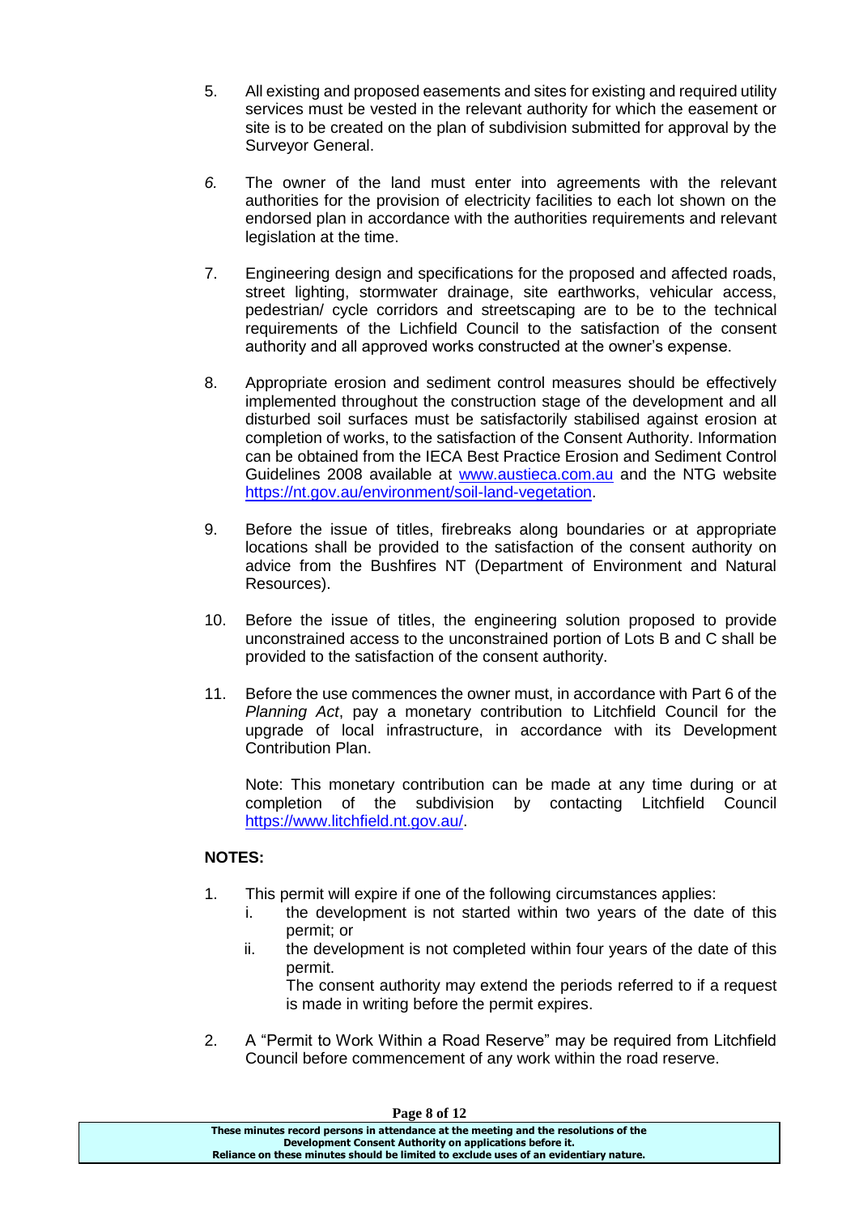5. All existing and proposed easements and sites for existing and required utility services must be vested in the relevant authority for which the easement or site is to be created on the plan of subdivision submitted for approval by the Surveyor General.

6. The owner of the land must enter into agreements with the relevant authorities for the provision of electricity facilities to each lot shown on the endorsed plan in accordance with the authorities requirements and relevant legislation at the time.

7. Engineering design and specifications for the proposed and affected roads, street lighting, stormwater drainage, site earthworks, vehicular access, pedestrian/ cycle corridors and streetscaping are to be to the technical requirements of the Lichfield Council to the satisfaction of the consent authority and all approved works constructed at the owner's expense.

8. Appropriate erosion and sediment control measures should be effectively implemented throughout the construction stage of the development and all disturbed soil surfaces must be satisfactorily stabilised against erosion at completion of works, to the satisfaction of the Consent Authority. Information can be obtained from the IECA Best Practice Erosion and Sediment Control Guidelines 2008 available at [www.austieca.com.au](http://www.austieca.com.au) and the NTG website [https://nt.gov.au/environment/soil-land-vegetation](https://nt.gov.au/environment/soil-land-vegetation).

9. Before the issue of titles, firebreaks along boundaries or at appropriate locations shall be provided to the satisfaction of the consent authority on advice from the Bushfires NT (Department of Environment and Natural Resources).

10. Before the issue of titles, the engineering solution proposed to provide unconstrained access to the unconstrained portion of Lots B and C shall be provided to the satisfaction of the consent authority.

11. Before the use commences the owner must, in accordance with Part 6 of the *Planning Act*, pay a monetary contribution to Litchfield Council for the upgrade of local infrastructure, in accordance with its Development Contribution Plan.

    Note: This monetary contribution can be made at any time during or at completion of the subdivision by contacting Litchfield Council [https://www.litchfield.nt.gov.au/](https://www.litchfield.nt.gov.au/).

**NOTES:**

1. This permit will expire if one of the following circumstances applies:
   i. the development is not started within two years of the date of this permit; or
   ii. the development is not completed within four years of the date of this permit.
   The consent authority may extend the periods referred to if a request is made in writing before the permit expires.

2. A "Permit to Work Within a Road Reserve" may be required from Litchfield Council before commencement of any work within the road reserve.

These minutes record persons in attendance at the meeting and the resolutions of the Development Consent Authority on applications before it.
Reliance on these minutes should be limited to exclude uses of an evidentiary nature.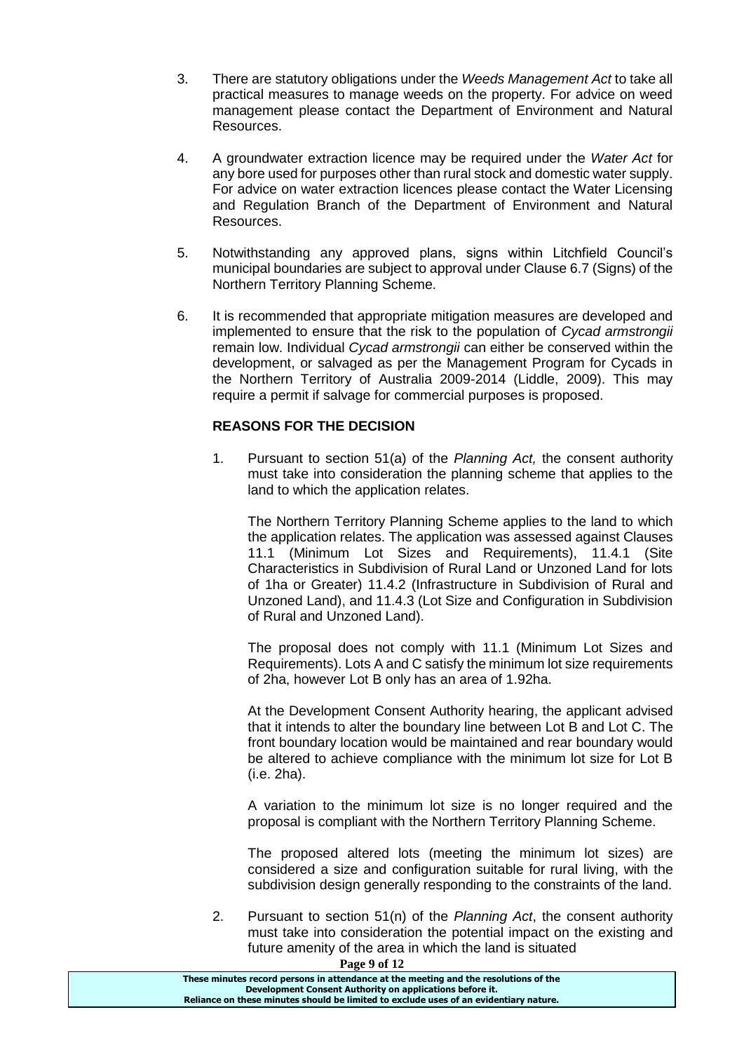3. There are statutory obligations under the *Weeds Management Act* to take all practical measures to manage weeds on the property. For advice on weed management please contact the Department of Environment and Natural Resources.

4. A groundwater extraction licence may be required under the *Water Act* for any bore used for purposes other than rural stock and domestic water supply. For advice on water extraction licences please contact the Water Licensing and Regulation Branch of the Department of Environment and Natural Resources.

5. Notwithstanding any approved plans, signs within Litchfield Council's municipal boundaries are subject to approval under Clause 6.7 (Signs) of the Northern Territory Planning Scheme.

6. It is recommended that appropriate mitigation measures are developed and implemented to ensure that the risk to the population of *Cycad armstrongii* remain low. Individual *Cycad armstrongii* can either be conserved within the development, or salvaged as per the Management Program for Cycads in the Northern Territory of Australia 2009-2014 (Liddle, 2009). This may require a permit if salvage for commercial purposes is proposed.

**REASONS FOR THE DECISION**

1. Pursuant to section 51(a) of the *Planning Act,* the consent authority must take into consideration the planning scheme that applies to the land to which the application relates.

   The Northern Territory Planning Scheme applies to the land to which the application relates. The application was assessed against Clauses 11.1 (Minimum Lot Sizes and Requirements), 11.4.1 (Site Characteristics in Subdivision of Rural Land or Unzoned Land for lots of 1ha or Greater) 11.4.2 (Infrastructure in Subdivision of Rural and Unzoned Land), and 11.4.3 (Lot Size and Configuration in Subdivision of Rural and Unzoned Land).

   The proposal does not comply with 11.1 (Minimum Lot Sizes and Requirements). Lots A and C satisfy the minimum lot size requirements of 2ha, however Lot B only has an area of 1.92ha.

   At the Development Consent Authority hearing, the applicant advised that it intends to alter the boundary line between Lot B and Lot C. The front boundary location would be maintained and rear boundary would be altered to achieve compliance with the minimum lot size for Lot B (i.e. 2ha).

   A variation to the minimum lot size is no longer required and the proposal is compliant with the Northern Territory Planning Scheme.

   The proposed altered lots (meeting the minimum lot sizes) are considered a size and configuration suitable for rural living, with the subdivision design generally responding to the constraints of the land.

2. Pursuant to section 51(n) of the *Planning Act*, the consent authority must take into consideration the potential impact on the existing and future amenity of the area in which the land is situated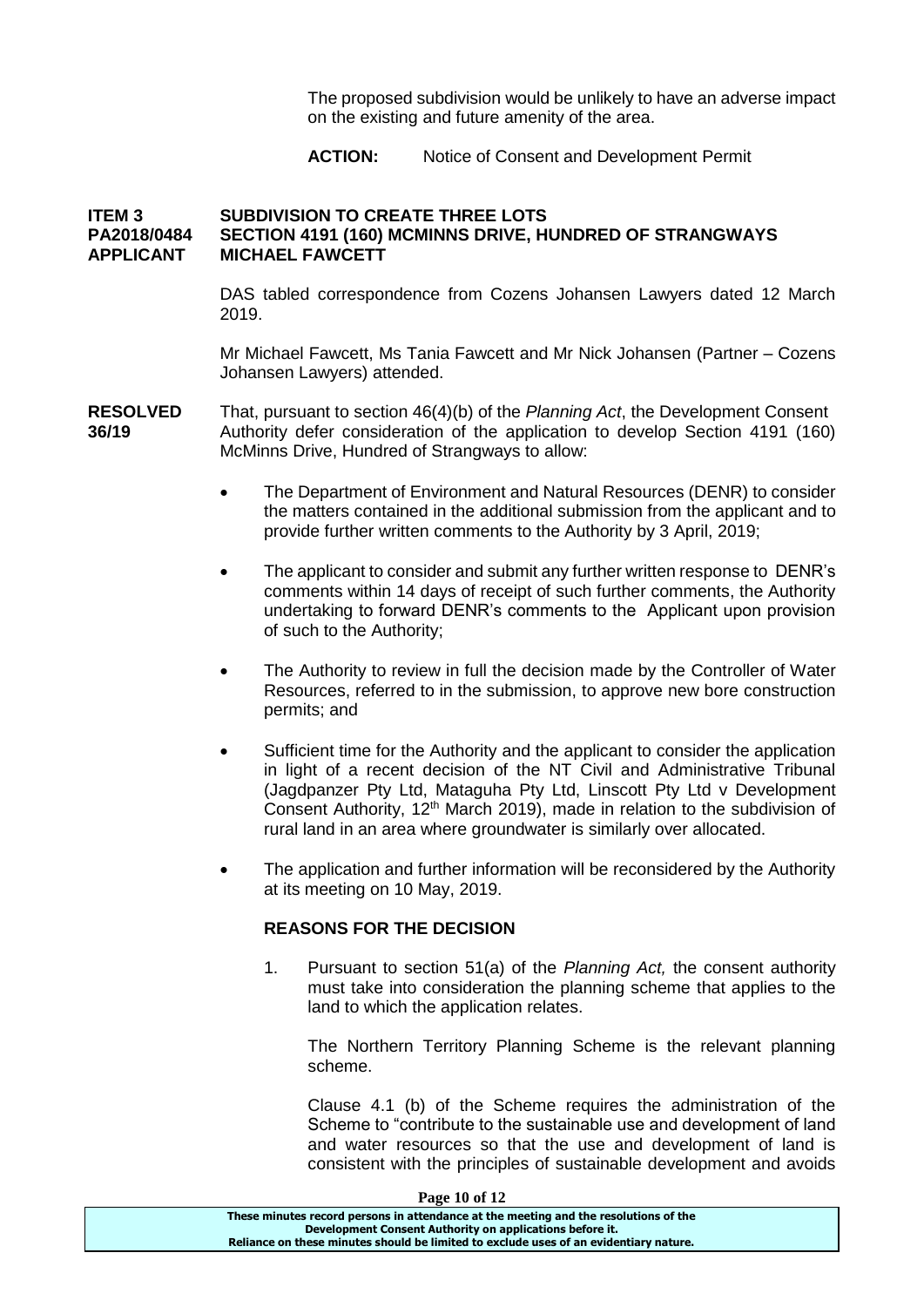The proposed subdivision would be unlikely to have an adverse impact on the existing and future amenity of the area.

**ACTION:** Notice of Consent and Development Permit

**ITEM 3** **SUBDIVISION TO CREATE THREE LOTS**
**PA2018/0484** **SECTION 4191 (160) MCMINNS DRIVE, HUNDRED OF STRANGWAYS**
**APPLICANT** **MICHAEL FAWCETT**

DAS tabled correspondence from Cozens Johansen Lawyers dated 12 March 2019.

Mr Michael Fawcett, Ms Tania Fawcett and Mr Nick Johansen (Partner – Cozens Johansen Lawyers) attended.

**RESOLVED 36/19** That, pursuant to section 46(4)(b) of the *Planning Act*, the Development Consent Authority defer consideration of the application to develop Section 4191 (160) McMinns Drive, Hundred of Strangways to allow:

- The Department of Environment and Natural Resources (DENR) to consider the matters contained in the additional submission from the applicant and to provide further written comments to the Authority by 3 April, 2019;
- The applicant to consider and submit any further written response to DENR's comments within 14 days of receipt of such further comments, the Authority undertaking to forward DENR's comments to the Applicant upon provision of such to the Authority;
- The Authority to review in full the decision made by the Controller of Water Resources, referred to in the submission, to approve new bore construction permits; and
- Sufficient time for the Authority and the applicant to consider the application in light of a recent decision of the NT Civil and Administrative Tribunal (Jagdpanzer Pty Ltd, Mataguha Pty Ltd, Linscott Pty Ltd v Development Consent Authority, 12th March 2019), made in relation to the subdivision of rural land in an area where groundwater is similarly over allocated.
- The application and further information will be reconsidered by the Authority at its meeting on 10 May, 2019.

**REASONS FOR THE DECISION**

1. Pursuant to section 51(a) of the *Planning Act,* the consent authority must take into consideration the planning scheme that applies to the land to which the application relates.

   The Northern Territory Planning Scheme is the relevant planning scheme.

   Clause 4.1 (b) of the Scheme requires the administration of the Scheme to "contribute to the sustainable use and development of land and water resources so that the use and development of land is consistent with the principles of sustainable development and avoids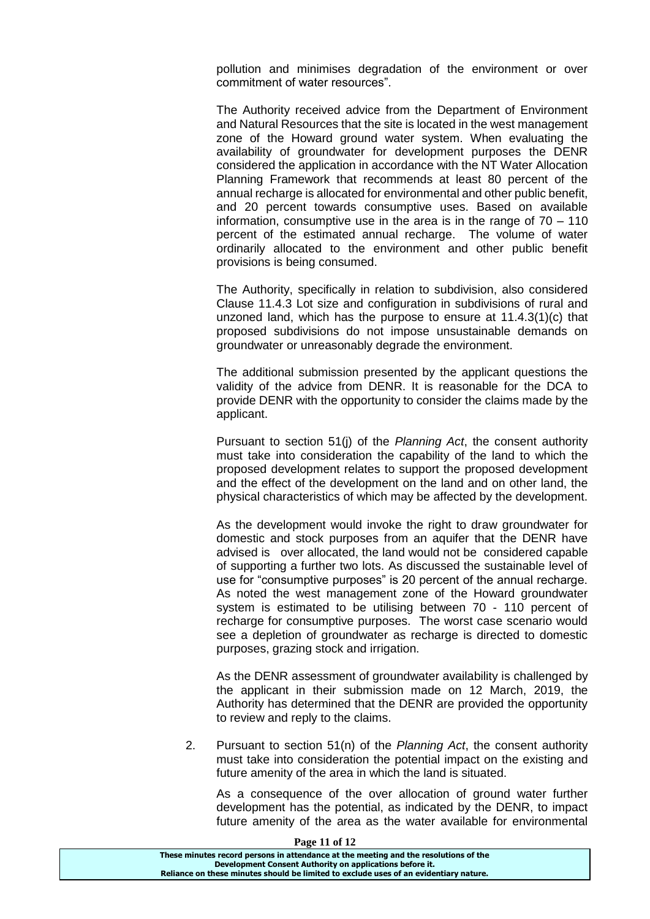pollution and minimises degradation of the environment or over commitment of water resources".

The Authority received advice from the Department of Environment and Natural Resources that the site is located in the west management zone of the Howard ground water system. When evaluating the availability of groundwater for development purposes the DENR considered the application in accordance with the NT Water Allocation Planning Framework that recommends at least 80 percent of the annual recharge is allocated for environmental and other public benefit, and 20 percent towards consumptive uses. Based on available information, consumptive use in the area is in the range of 70 – 110 percent of the estimated annual recharge. The volume of water ordinarily allocated to the environment and other public benefit provisions is being consumed.

The Authority, specifically in relation to subdivision, also considered Clause 11.4.3 Lot size and configuration in subdivisions of rural and unzoned land, which has the purpose to ensure at 11.4.3(1)(c) that proposed subdivisions do not impose unsustainable demands on groundwater or unreasonably degrade the environment.

The additional submission presented by the applicant questions the validity of the advice from DENR. It is reasonable for the DCA to provide DENR with the opportunity to consider the claims made by the applicant.

Pursuant to section 51(j) of the *Planning Act*, the consent authority must take into consideration the capability of the land to which the proposed development relates to support the proposed development and the effect of the development on the land and on other land, the physical characteristics of which may be affected by the development.

As the development would invoke the right to draw groundwater for domestic and stock purposes from an aquifer that the DENR have advised is over allocated, the land would not be considered capable of supporting a further two lots. As discussed the sustainable level of use for "consumptive purposes" is 20 percent of the annual recharge. As noted the west management zone of the Howard groundwater system is estimated to be utilising between 70 - 110 percent of recharge for consumptive purposes. The worst case scenario would see a depletion of groundwater as recharge is directed to domestic purposes, grazing stock and irrigation.

As the DENR assessment of groundwater availability is challenged by the applicant in their submission made on 12 March, 2019, the Authority has determined that the DENR are provided the opportunity to review and reply to the claims.

2. Pursuant to section 51(n) of the *Planning Act*, the consent authority must take into consideration the potential impact on the existing and future amenity of the area in which the land is situated.

   As a consequence of the over allocation of ground water further development has the potential, as indicated by the DENR, to impact future amenity of the area as the water available for environmental

**These minutes record persons in attendance at the meeting and the resolutions of the Development Consent Authority on applications before it. Reliance on these minutes should be limited to exclude uses of an evidentiary nature.**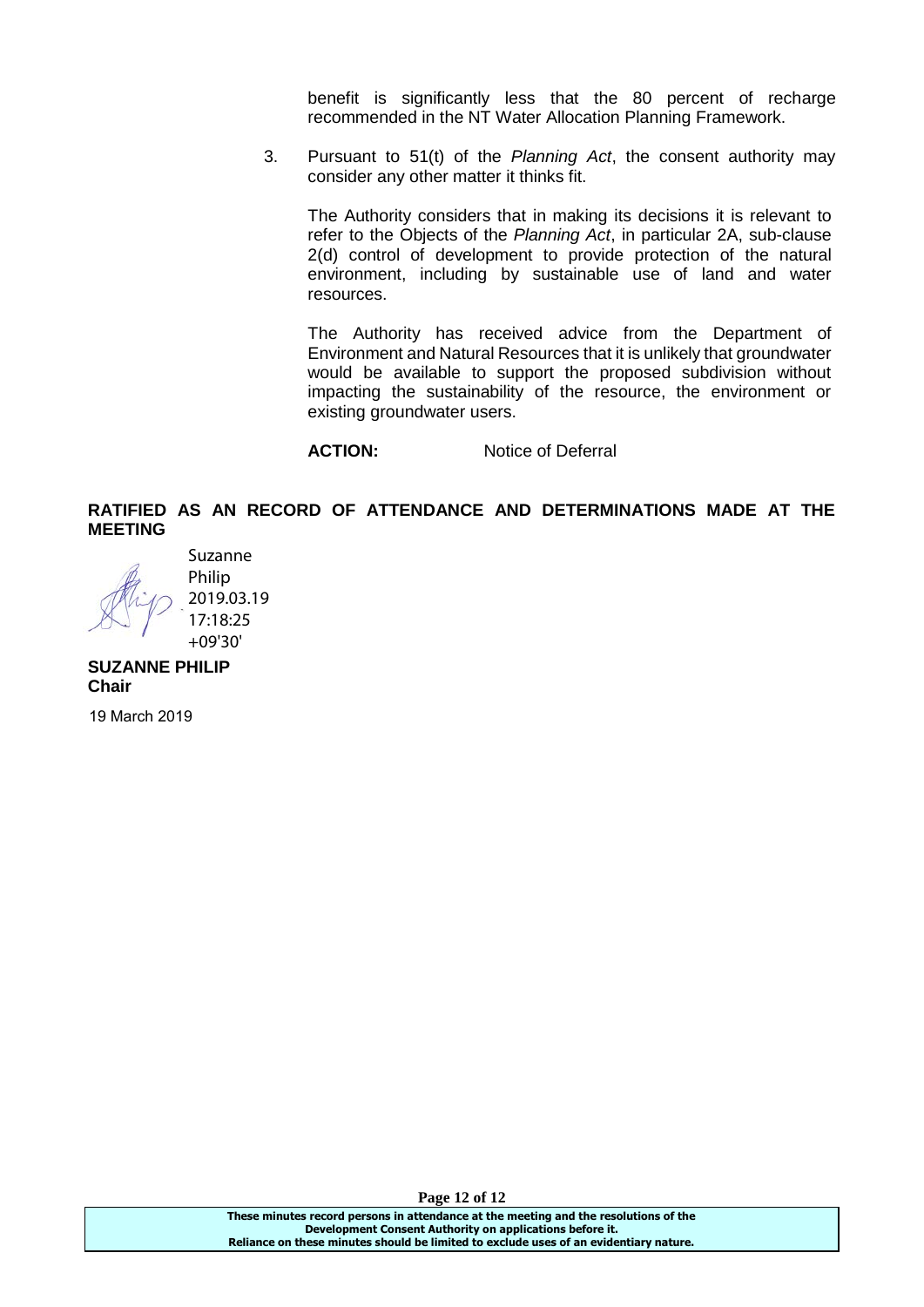benefit is significantly less that the 80 percent of recharge recommended in the NT Water Allocation Planning Framework.

3. Pursuant to 51(t) of the *Planning Act*, the consent authority may consider any other matter it thinks fit.

   The Authority considers that in making its decisions it is relevant to refer to the Objects of the *Planning Act*, in particular 2A, sub-clause 2(d) control of development to provide protection of the natural environment, including by sustainable use of land and water resources.

   The Authority has received advice from the Department of Environment and Natural Resources that it is unlikely that groundwater would be available to support the proposed subdivision without impacting the sustainability of the resource, the environment or existing groundwater users.

   **ACTION:** Notice of Deferral

**RATIFIED AS AN RECORD OF ATTENDANCE AND DETERMINATIONS MADE AT THE MEETING**

Suzanne Philip 2019.03.19 17:18:25 +09'30'

**SUZANNE PHILIP**
**Chair**

19 March 2019

These minutes record persons in attendance at the meeting and the resolutions of the Development Consent Authority on applications before it.
Reliance on these minutes should be limited to exclude uses of an evidentiary nature.